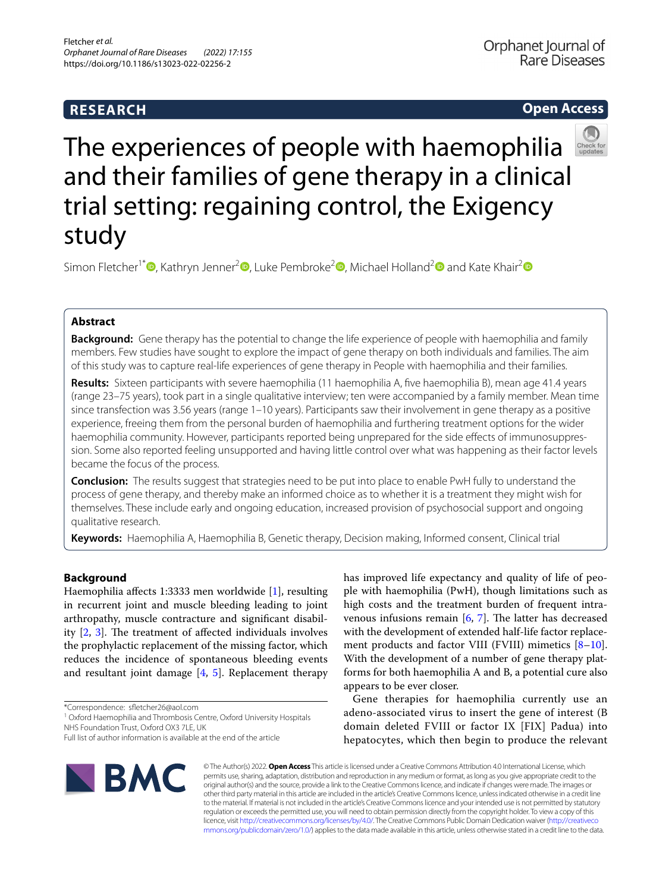RESEARCH

Open Access

# The experiences of people with haemophilia and their families of gene therapy in a clinical trial setting: regaining control, the Exigency study

Simon Fletcher[1*], Kathryn Jenner[2], Luke Pembroke[2], Michael Holland[2] and Kate Khair[2]

## Abstract

**Background:** Gene therapy has the potential to change the life experience of people with haemophilia and family members. Few studies have sought to explore the impact of gene therapy on both individuals and families. The aim of this study was to capture real-life experiences of gene therapy in People with haemophilia and their families.

**Results:** Sixteen participants with severe haemophilia (11 haemophilia A, five haemophilia B), mean age 41.4 years (range 23–75 years), took part in a single qualitative interview; ten were accompanied by a family member. Mean time since transfection was 3.56 years (range 1–10 years). Participants saw their involvement in gene therapy as a positive experience, freeing them from the personal burden of haemophilia and furthering treatment options for the wider haemophilia community. However, participants reported being unprepared for the side effects of immunosuppression. Some also reported feeling unsupported and having little control over what was happening as their factor levels became the focus of the process.

**Conclusion:** The results suggest that strategies need to be put into place to enable PwH fully to understand the process of gene therapy, and thereby make an informed choice as to whether it is a treatment they might wish for themselves. These include early and ongoing education, increased provision of psychosocial support and ongoing qualitative research.

**Keywords:** Haemophilia A, Haemophilia B, Genetic therapy, Decision making, Informed consent, Clinical trial

## Background

Haemophilia affects 1:3333 men worldwide [1], resulting in recurrent joint and muscle bleeding leading to joint arthropathy, muscle contracture and significant disability [2, 3]. The treatment of affected individuals involves the prophylactic replacement of the missing factor, which reduces the incidence of spontaneous bleeding events and resultant joint damage [4, 5]. Replacement therapy has improved life expectancy and quality of life of people with haemophilia (PwH), though limitations such as high costs and the treatment burden of frequent intravenous infusions remain [6, 7]. The latter has decreased with the development of extended half-life factor replacement products and factor VIII (FVIII) mimetics [8–10]. With the development of a number of gene therapy platforms for both haemophilia A and B, a potential cure also appears to be ever closer.

Gene therapies for haemophilia currently use an adeno-associated virus to insert the gene of interest (B domain deleted FVIII or factor IX [FIX] Padua) into hepatocytes, which then begin to produce the relevant

*Correspondence: sfletcher26@aol.com
[1] Oxford Haemophilia and Thrombosis Centre, Oxford University Hospitals NHS Foundation Trust, Oxford OX3 7LE, UK
Full list of author information is available at the end of the article

© The Author(s) 2022. **Open Access** This article is licensed under a Creative Commons Attribution 4.0 International License, which permits use, sharing, adaptation, distribution and reproduction in any medium or format, as long as you give appropriate credit to the original author(s) and the source, provide a link to the Creative Commons licence, and indicate if changes were made. The images or other third party material in this article are included in the article's Creative Commons licence, unless indicated otherwise in a credit line to the material. If material is not included in the article's Creative Commons licence and your intended use is not permitted by statutory regulation or exceeds the permitted use, you will need to obtain permission directly from the copyright holder. To view a copy of this licence, visit http://creativecommons.org/licenses/by/4.0/. The Creative Commons Public Domain Dedication waiver (http://creativecommons.org/publicdomain/zero/1.0/) applies to the data made available in this article, unless otherwise stated in a credit line to the data.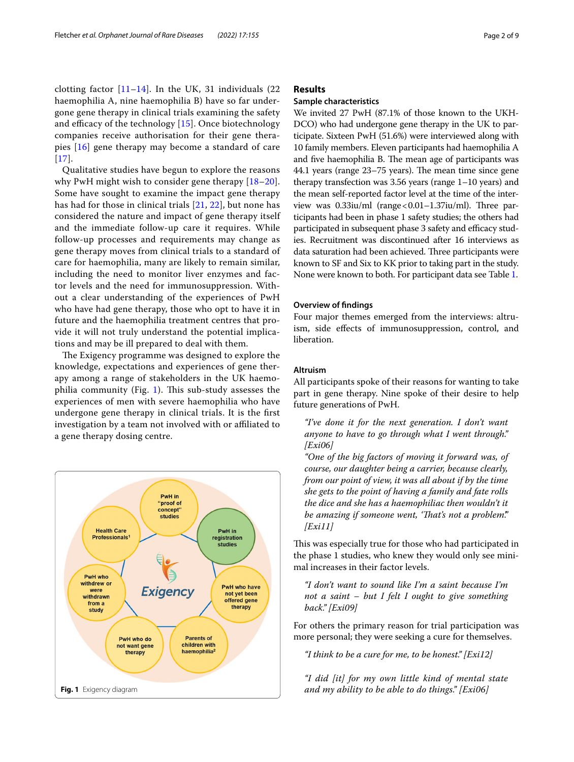clotting factor [11–14]. In the UK, 31 individuals (22 haemophilia A, nine haemophilia B) have so far undergone gene therapy in clinical trials examining the safety and efficacy of the technology [15]. Once biotechnology companies receive authorisation for their gene therapies [16] gene therapy may become a standard of care [17].

Qualitative studies have begun to explore the reasons why PwH might wish to consider gene therapy [18–20]. Some have sought to examine the impact gene therapy has had for those in clinical trials [21, 22], but none has considered the nature and impact of gene therapy itself and the immediate follow-up care it requires. While follow-up processes and requirements may change as gene therapy moves from clinical trials to a standard of care for haemophilia, many are likely to remain similar, including the need to monitor liver enzymes and factor levels and the need for immunosuppression. Without a clear understanding of the experiences of PwH who have had gene therapy, those who opt to have it in future and the haemophilia treatment centres that provide it will not truly understand the potential implications and may be ill prepared to deal with them.

The Exigency programme was designed to explore the knowledge, expectations and experiences of gene therapy among a range of stakeholders in the UK haemophilia community (Fig. 1). This sub-study assesses the experiences of men with severe haemophilia who have undergone gene therapy in clinical trials. It is the first investigation by a team not involved with or affiliated to a gene therapy dosing centre.

PwH in "proof of concept" studies

PwH in registration studies

PwH who have not yet been offered gene therapy

Parents of children with haemophilia[2]

PwH who do not want gene therapy

PwH who withdrew or were withdrawn from a study

Health Care Professionals[1]

Exigency

**Fig. 1** Exigency diagram

## Results

### Sample characteristics

We invited 27 PwH (87.1% of those known to the UKHDCO) who had undergone gene therapy in the UK to participate. Sixteen PwH (51.6%) were interviewed along with 10 family members. Eleven participants had haemophilia A and five haemophilia B. The mean age of participants was 44.1 years (range 23–75 years). The mean time since gene therapy transfection was 3.56 years (range 1–10 years) and the mean self-reported factor level at the time of the interview was 0.33iu/ml (range <0.01–1.37iu/ml). Three participants had been in phase 1 safety studies; the others had participated in subsequent phase 3 safety and efficacy studies. Recruitment was discontinued after 16 interviews as data saturation had been achieved. Three participants were known to SF and Six to KK prior to taking part in the study. None were known to both. For participant data see Table 1.

### Overview of findings

Four major themes emerged from the interviews: altruism, side effects of immunosuppression, control, and liberation.

### Altruism

All participants spoke of their reasons for wanting to take part in gene therapy. Nine spoke of their desire to help future generations of PwH.

> *"I've done it for the next generation. I don't want anyone to have to go through what I went through." [Exi06]*
>
> *"One of the big factors of moving it forward was, of course, our daughter being a carrier, because clearly, from our point of view, it was all about if by the time she gets to the point of having a family and fate rolls the dice and she has a haemophiliac then wouldn't it be amazing if someone went, 'That's not a problem.'" [Exi11]*

This was especially true for those who had participated in the phase 1 studies, who knew they would only see minimal increases in their factor levels.

> *"I don't want to sound like I'm a saint because I'm not a saint – but I felt I ought to give something back." [Exi09]*

For others the primary reason for trial participation was more personal; they were seeking a cure for themselves.

> *"I think to be a cure for me, to be honest." [Exi12]*

> *"I did [it] for my own little kind of mental state and my ability to be able to do things." [Exi06]*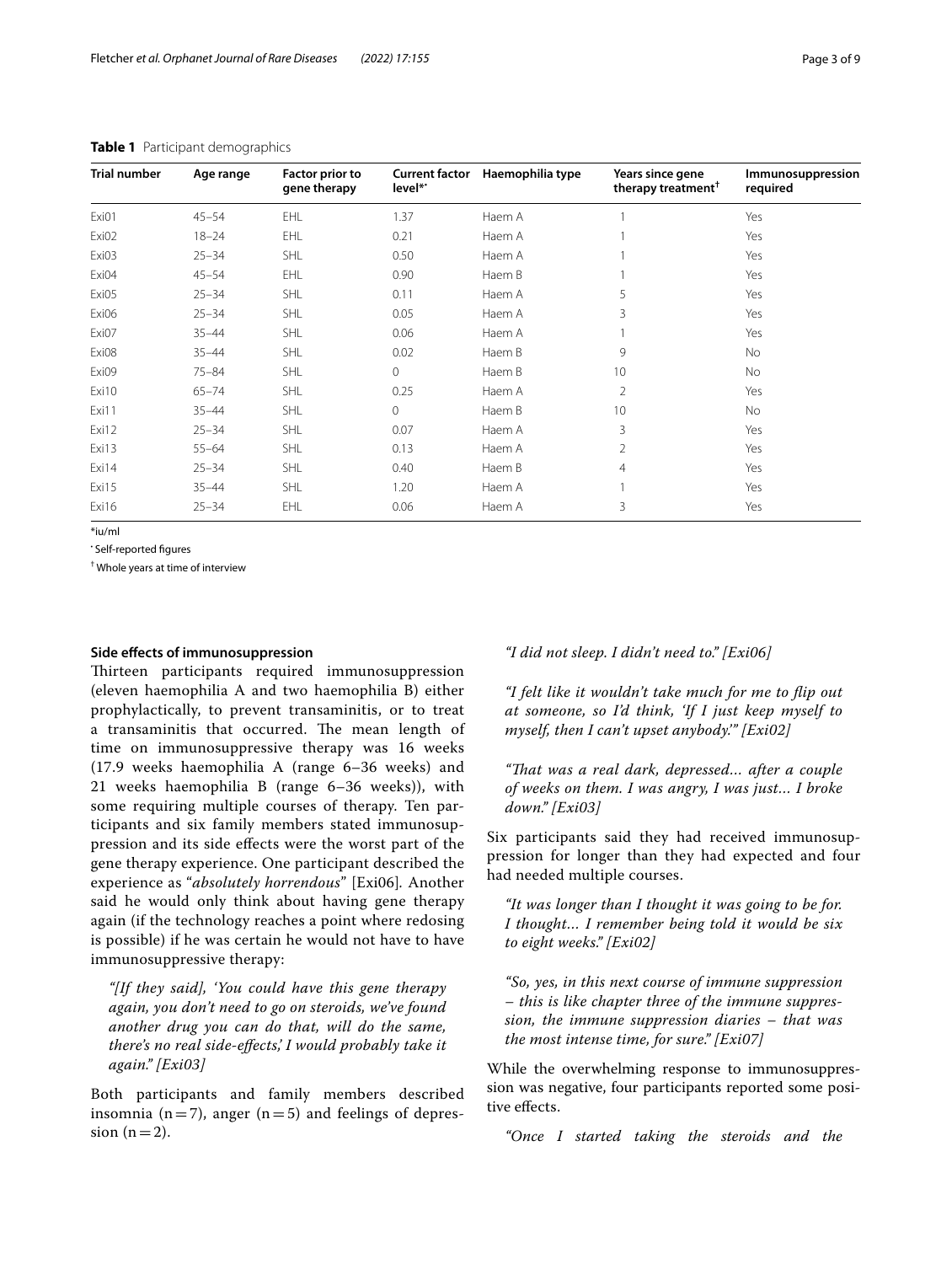**Table 1** Participant demographics

| Trial number | Age range | Factor prior to gene therapy | Current factor level*˙ | Haemophilia type | Years since gene therapy treatment† | Immunosuppression required |
|---|---|---|---|---|---|---|
| Exi01 | 45–54 | EHL | 1.37 | Haem A | 1 | Yes |
| Exi02 | 18–24 | EHL | 0.21 | Haem A | 1 | Yes |
| Exi03 | 25–34 | SHL | 0.50 | Haem A | 1 | Yes |
| Exi04 | 45–54 | EHL | 0.90 | Haem B | 1 | Yes |
| Exi05 | 25–34 | SHL | 0.11 | Haem A | 5 | Yes |
| Exi06 | 25–34 | SHL | 0.05 | Haem A | 3 | Yes |
| Exi07 | 35–44 | SHL | 0.06 | Haem A | 1 | Yes |
| Exi08 | 35–44 | SHL | 0.02 | Haem B | 9 | No |
| Exi09 | 75–84 | SHL | 0 | Haem B | 10 | No |
| Exi10 | 65–74 | SHL | 0.25 | Haem A | 2 | Yes |
| Exi11 | 35–44 | SHL | 0 | Haem B | 10 | No |
| Exi12 | 25–34 | SHL | 0.07 | Haem A | 3 | Yes |
| Exi13 | 55–64 | SHL | 0.13 | Haem A | 2 | Yes |
| Exi14 | 25–34 | SHL | 0.40 | Haem B | 4 | Yes |
| Exi15 | 35–44 | SHL | 1.20 | Haem A | 1 | Yes |
| Exi16 | 25–34 | EHL | 0.06 | Haem A | 3 | Yes |

*iu/ml

˙ Self-reported figures

† Whole years at time of interview

### Side effects of immunosuppression

Thirteen participants required immunosuppression (eleven haemophilia A and two haemophilia B) either prophylactically, to prevent transaminitis, or to treat a transaminitis that occurred. The mean length of time on immunosuppressive therapy was 16 weeks (17.9 weeks haemophilia A (range 6–36 weeks) and 21 weeks haemophilia B (range 6–36 weeks)), with some requiring multiple courses of therapy. Ten participants and six family members stated immunosuppression and its side effects were the worst part of the gene therapy experience. One participant described the experience as "*absolutely horrendous*" [Exi06]. Another said he would only think about having gene therapy again (if the technology reaches a point where redosing is possible) if he was certain he would not have to have immunosuppressive therapy:

> *"[If they said], 'You could have this gene therapy again, you don't need to go on steroids, we've found another drug you can do that, will do the same, there's no real side-effects,' I would probably take it again." [Exi03]*

Both participants and family members described insomnia (n = 7), anger (n = 5) and feelings of depression (n = 2).

> *"I did not sleep. I didn't need to." [Exi06]*

> *"I felt like it wouldn't take much for me to flip out at someone, so I'd think, 'If I just keep myself to myself, then I can't upset anybody.'" [Exi02]*

> *"That was a real dark, depressed… after a couple of weeks on them. I was angry, I was just… I broke down." [Exi03]*

Six participants said they had received immunosuppression for longer than they had expected and four had needed multiple courses.

> *"It was longer than I thought it was going to be for. I thought… I remember being told it would be six to eight weeks." [Exi02]*

> *"So, yes, in this next course of immune suppression – this is like chapter three of the immune suppression, the immune suppression diaries – that was the most intense time, for sure." [Exi07]*

While the overwhelming response to immunosuppression was negative, four participants reported some positive effects.

> *"Once I started taking the steroids and the*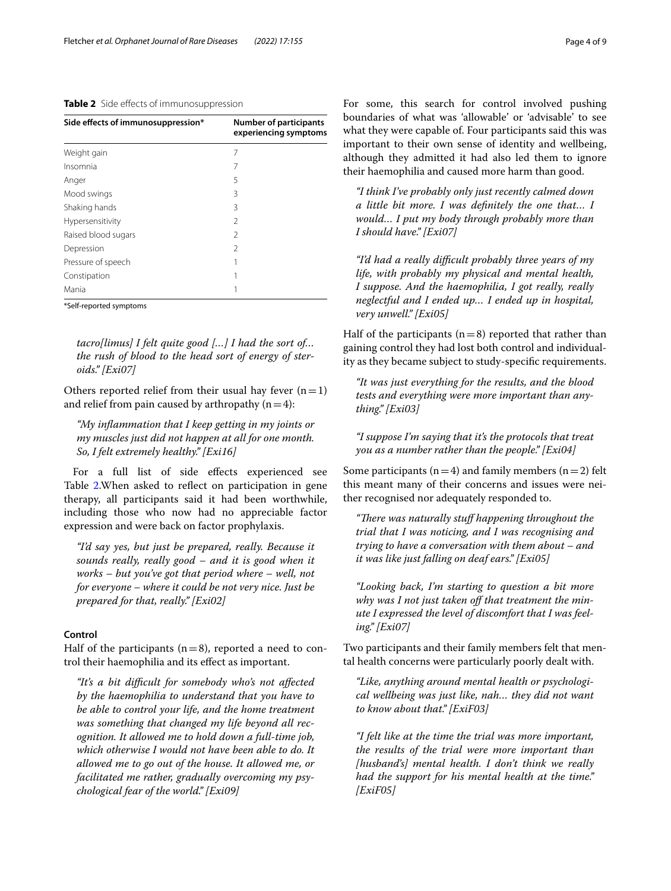**Table 2** Side effects of immunosuppression

| Side effects of immunosuppression* | Number of participants experiencing symptoms |
|---|---|
| Weight gain | 7 |
| Insomnia | 7 |
| Anger | 5 |
| Mood swings | 3 |
| Shaking hands | 3 |
| Hypersensitivity | 2 |
| Raised blood sugars | 2 |
| Depression | 2 |
| Pressure of speech | 1 |
| Constipation | 1 |
| Mania | 1 |

*Self-reported symptoms

> *tacro[limus] I felt quite good […] I had the sort of… the rush of blood to the head sort of energy of steroids." [Exi07]*

Others reported relief from their usual hay fever ($n=1$) and relief from pain caused by arthropathy ($n=4$):

> *"My inflammation that I keep getting in my joints or my muscles just did not happen at all for one month. So, I felt extremely healthy." [Exi16]*

For a full list of side effects experienced see Table 2.When asked to reflect on participation in gene therapy, all participants said it had been worthwhile, including those who now had no appreciable factor expression and were back on factor prophylaxis.

> *"I'd say yes, but just be prepared, really. Because it sounds really, really good – and it is good when it works – but you've got that period where – well, not for everyone – where it could be not very nice. Just be prepared for that, really." [Exi02]*

### Control

Half of the participants ($n=8$), reported a need to control their haemophilia and its effect as important.

> *"It's a bit difficult for somebody who's not affected by the haemophilia to understand that you have to be able to control your life, and the home treatment was something that changed my life beyond all recognition. It allowed me to hold down a full-time job, which otherwise I would not have been able to do. It allowed me to go out of the house. It allowed me, or facilitated me rather, gradually overcoming my psychological fear of the world." [Exi09]*

For some, this search for control involved pushing boundaries of what was 'allowable' or 'advisable' to see what they were capable of. Four participants said this was important to their own sense of identity and wellbeing, although they admitted it had also led them to ignore their haemophilia and caused more harm than good.

> *"I think I've probably only just recently calmed down a little bit more. I was definitely the one that… I would… I put my body through probably more than I should have." [Exi07]*

> *"I'd had a really difficult probably three years of my life, with probably my physical and mental health, I suppose. And the haemophilia, I got really, really neglectful and I ended up… I ended up in hospital, very unwell." [Exi05]*

Half of the participants ($n=8$) reported that rather than gaining control they had lost both control and individuality as they became subject to study-specific requirements.

> *"It was just everything for the results, and the blood tests and everything were more important than anything." [Exi03]*

> *"I suppose I'm saying that it's the protocols that treat you as a number rather than the people." [Exi04]*

Some participants ($n=4$) and family members ($n=2$) felt this meant many of their concerns and issues were neither recognised nor adequately responded to.

> *"There was naturally stuff happening throughout the trial that I was noticing, and I was recognising and trying to have a conversation with them about – and it was like just falling on deaf ears." [Exi05]*

> *"Looking back, I'm starting to question a bit more why was I not just taken off that treatment the minute I expressed the level of discomfort that I was feeling." [Exi07]*

Two participants and their family members felt that mental health concerns were particularly poorly dealt with.

> *"Like, anything around mental health or psychological wellbeing was just like, nah… they did not want to know about that." [ExiF03]*

> *"I felt like at the time the trial was more important, the results of the trial were more important than [husband's] mental health. I don't think we really had the support for his mental health at the time." [ExiF05]*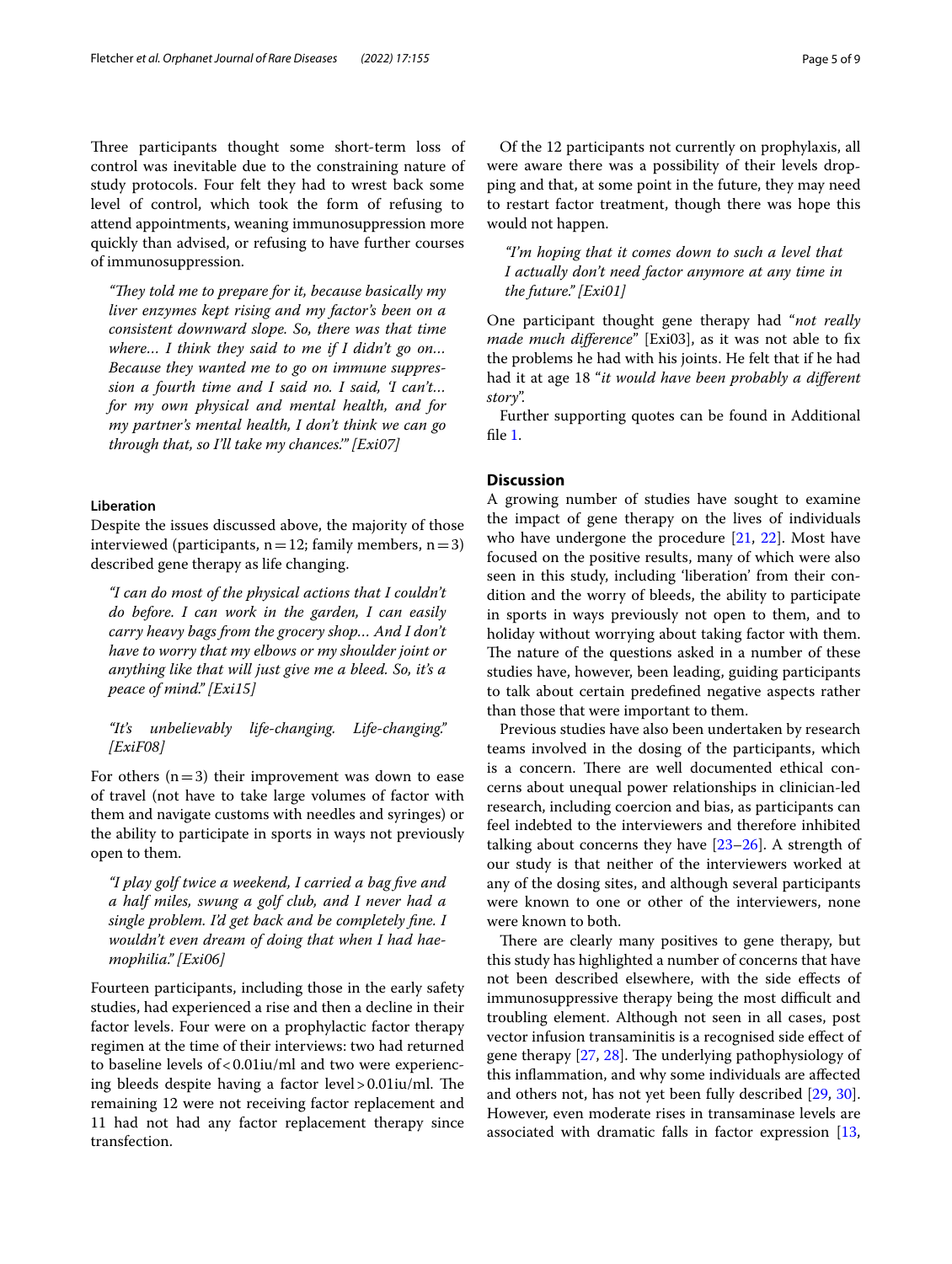Three participants thought some short-term loss of control was inevitable due to the constraining nature of study protocols. Four felt they had to wrest back some level of control, which took the form of refusing to attend appointments, weaning immunosuppression more quickly than advised, or refusing to have further courses of immunosuppression.

> *"They told me to prepare for it, because basically my liver enzymes kept rising and my factor's been on a consistent downward slope. So, there was that time where… I think they said to me if I didn't go on… Because they wanted me to go on immune suppression a fourth time and I said no. I said, 'I can't… for my own physical and mental health, and for my partner's mental health, I don't think we can go through that, so I'll take my chances.'" [Exi07]*

#### Liberation

Despite the issues discussed above, the majority of those interviewed (participants, n = 12; family members, n = 3) described gene therapy as life changing.

> *"I can do most of the physical actions that I couldn't do before. I can work in the garden, I can easily carry heavy bags from the grocery shop… And I don't have to worry that my elbows or my shoulder joint or anything like that will just give me a bleed. So, it's a peace of mind." [Exi15]*

> *"It's unbelievably life-changing. Life-changing." [ExiF08]*

For others (n = 3) their improvement was down to ease of travel (not have to take large volumes of factor with them and navigate customs with needles and syringes) or the ability to participate in sports in ways not previously open to them.

> *"I play golf twice a weekend, I carried a bag five and a half miles, swung a golf club, and I never had a single problem. I'd get back and be completely fine. I wouldn't even dream of doing that when I had haemophilia." [Exi06]*

Fourteen participants, including those in the early safety studies, had experienced a rise and then a decline in their factor levels. Four were on a prophylactic factor therapy regimen at the time of their interviews: two had returned to baseline levels of < 0.01iu/ml and two were experiencing bleeds despite having a factor level > 0.01iu/ml. The remaining 12 were not receiving factor replacement and 11 had not had any factor replacement therapy since transfection.

Of the 12 participants not currently on prophylaxis, all were aware there was a possibility of their levels dropping and that, at some point in the future, they may need to restart factor treatment, though there was hope this would not happen.

> *"I'm hoping that it comes down to such a level that I actually don't need factor anymore at any time in the future." [Exi01]*

One participant thought gene therapy had "*not really made much difference*" [Exi03], as it was not able to fix the problems he had with his joints. He felt that if he had had it at age 18 "*it would have been probably a different story*".

Further supporting quotes can be found in Additional file 1.

## Discussion

A growing number of studies have sought to examine the impact of gene therapy on the lives of individuals who have undergone the procedure [21, 22]. Most have focused on the positive results, many of which were also seen in this study, including 'liberation' from their condition and the worry of bleeds, the ability to participate in sports in ways previously not open to them, and to holiday without worrying about taking factor with them. The nature of the questions asked in a number of these studies have, however, been leading, guiding participants to talk about certain predefined negative aspects rather than those that were important to them.

Previous studies have also been undertaken by research teams involved in the dosing of the participants, which is a concern. There are well documented ethical concerns about unequal power relationships in clinician-led research, including coercion and bias, as participants can feel indebted to the interviewers and therefore inhibited talking about concerns they have [23–26]. A strength of our study is that neither of the interviewers worked at any of the dosing sites, and although several participants were known to one or other of the interviewers, none were known to both.

There are clearly many positives to gene therapy, but this study has highlighted a number of concerns that have not been described elsewhere, with the side effects of immunosuppressive therapy being the most difficult and troubling element. Although not seen in all cases, post vector infusion transaminitis is a recognised side effect of gene therapy [27, 28]. The underlying pathophysiology of this inflammation, and why some individuals are affected and others not, has not yet been fully described [29, 30]. However, even moderate rises in transaminase levels are associated with dramatic falls in factor expression [13,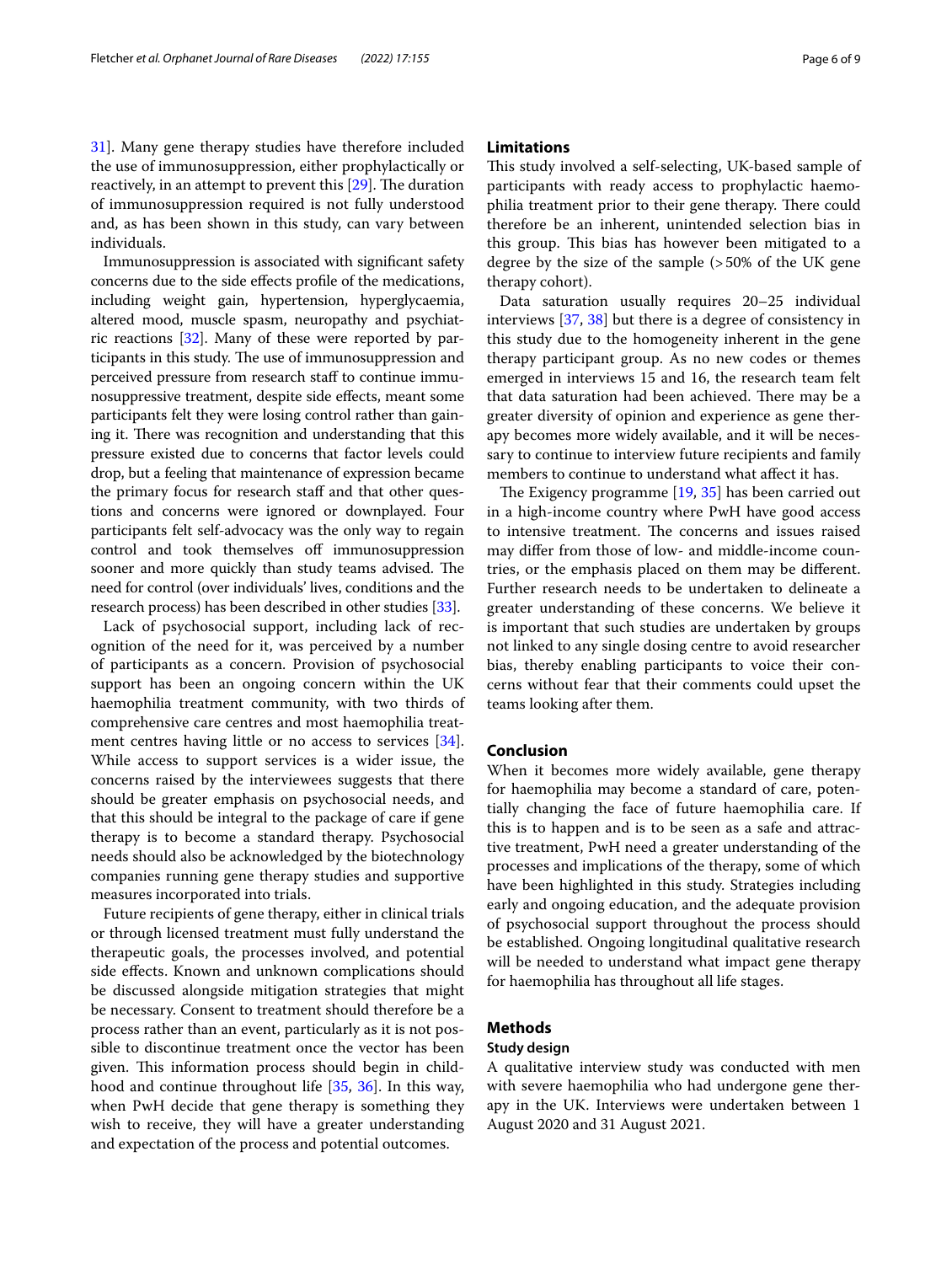31]. Many gene therapy studies have therefore included the use of immunosuppression, either prophylactically or reactively, in an attempt to prevent this [29]. The duration of immunosuppression required is not fully understood and, as has been shown in this study, can vary between individuals.

Immunosuppression is associated with significant safety concerns due to the side effects profile of the medications, including weight gain, hypertension, hyperglycaemia, altered mood, muscle spasm, neuropathy and psychiatric reactions [32]. Many of these were reported by participants in this study. The use of immunosuppression and perceived pressure from research staff to continue immunosuppressive treatment, despite side effects, meant some participants felt they were losing control rather than gaining it. There was recognition and understanding that this pressure existed due to concerns that factor levels could drop, but a feeling that maintenance of expression became the primary focus for research staff and that other questions and concerns were ignored or downplayed. Four participants felt self-advocacy was the only way to regain control and took themselves off immunosuppression sooner and more quickly than study teams advised. The need for control (over individuals' lives, conditions and the research process) has been described in other studies [33].

Lack of psychosocial support, including lack of recognition of the need for it, was perceived by a number of participants as a concern. Provision of psychosocial support has been an ongoing concern within the UK haemophilia treatment community, with two thirds of comprehensive care centres and most haemophilia treatment centres having little or no access to services [34]. While access to support services is a wider issue, the concerns raised by the interviewees suggests that there should be greater emphasis on psychosocial needs, and that this should be integral to the package of care if gene therapy is to become a standard therapy. Psychosocial needs should also be acknowledged by the biotechnology companies running gene therapy studies and supportive measures incorporated into trials.

Future recipients of gene therapy, either in clinical trials or through licensed treatment must fully understand the therapeutic goals, the processes involved, and potential side effects. Known and unknown complications should be discussed alongside mitigation strategies that might be necessary. Consent to treatment should therefore be a process rather than an event, particularly as it is not possible to discontinue treatment once the vector has been given. This information process should begin in childhood and continue throughout life [35, 36]. In this way, when PwH decide that gene therapy is something they wish to receive, they will have a greater understanding and expectation of the process and potential outcomes.

## Limitations

This study involved a self-selecting, UK-based sample of participants with ready access to prophylactic haemophilia treatment prior to their gene therapy. There could therefore be an inherent, unintended selection bias in this group. This bias has however been mitigated to a degree by the size of the sample (>50% of the UK gene therapy cohort).

Data saturation usually requires 20–25 individual interviews [37, 38] but there is a degree of consistency in this study due to the homogeneity inherent in the gene therapy participant group. As no new codes or themes emerged in interviews 15 and 16, the research team felt that data saturation had been achieved. There may be a greater diversity of opinion and experience as gene therapy becomes more widely available, and it will be necessary to continue to interview future recipients and family members to continue to understand what affect it has.

The Exigency programme [19, 35] has been carried out in a high-income country where PwH have good access to intensive treatment. The concerns and issues raised may differ from those of low- and middle-income countries, or the emphasis placed on them may be different. Further research needs to be undertaken to delineate a greater understanding of these concerns. We believe it is important that such studies are undertaken by groups not linked to any single dosing centre to avoid researcher bias, thereby enabling participants to voice their concerns without fear that their comments could upset the teams looking after them.

## Conclusion

When it becomes more widely available, gene therapy for haemophilia may become a standard of care, potentially changing the face of future haemophilia care. If this is to happen and is to be seen as a safe and attractive treatment, PwH need a greater understanding of the processes and implications of the therapy, some of which have been highlighted in this study. Strategies including early and ongoing education, and the adequate provision of psychosocial support throughout the process should be established. Ongoing longitudinal qualitative research will be needed to understand what impact gene therapy for haemophilia has throughout all life stages.

## Methods

### Study design

A qualitative interview study was conducted with men with severe haemophilia who had undergone gene therapy in the UK. Interviews were undertaken between 1 August 2020 and 31 August 2021.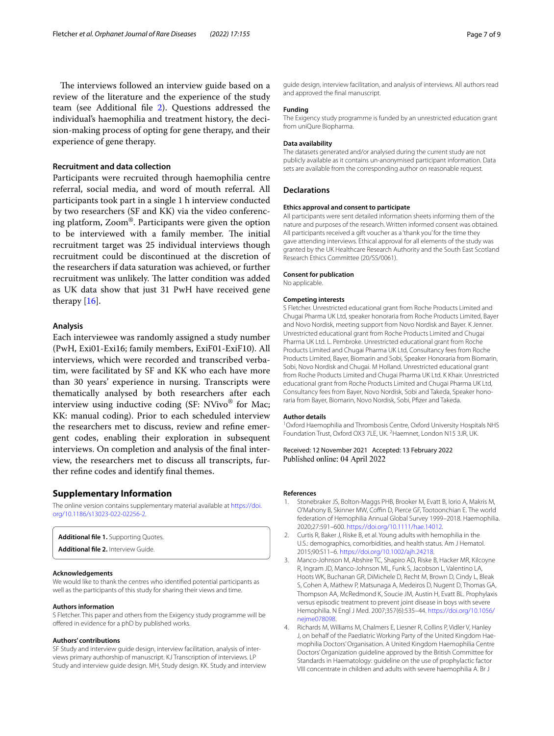The interviews followed an interview guide based on a review of the literature and the experience of the study team (see Additional file 2). Questions addressed the individual's haemophilia and treatment history, the decision-making process of opting for gene therapy, and their experience of gene therapy.

### Recruitment and data collection

Participants were recruited through haemophilia centre referral, social media, and word of mouth referral. All participants took part in a single 1 h interview conducted by two researchers (SF and KK) via the video conferencing platform, Zoom®. Participants were given the option to be interviewed with a family member. The initial recruitment target was 25 individual interviews though recruitment could be discontinued at the discretion of the researchers if data saturation was achieved, or further recruitment was unlikely. The latter condition was added as UK data show that just 31 PwH have received gene therapy [16].

### Analysis

Each interviewee was randomly assigned a study number (PwH, Exi01-Exi16; family members, ExiF01-ExiF10). All interviews, which were recorded and transcribed verbatim, were facilitated by SF and KK who each have more than 30 years' experience in nursing. Transcripts were thematically analysed by both researchers after each interview using inductive coding (SF: NVivo® for Mac; KK: manual coding). Prior to each scheduled interview the researchers met to discuss, review and refine emergent codes, enabling their exploration in subsequent interviews. On completion and analysis of the final interview, the researchers met to discuss all transcripts, further refine codes and identify final themes.

## Supplementary Information

The online version contains supplementary material available at https://doi.org/10.1186/s13023-022-02256-2.

**Additional file 1.** Supporting Quotes.

**Additional file 2.** Interview Guide.

#### Acknowledgements

We would like to thank the centres who identified potential participants as well as the participants of this study for sharing their views and time.

#### Authors information

S Fletcher. This paper and others from the Exigency study programme will be offered in evidence for a phD by published works.

#### Authors' contributions

SF Study and interview guide design, interview facilitation, analysis of interviews primary authorship of manuscript. KJ Transcription of interviews. LP Study and interview guide design. MH, Study design. KK. Study and interview guide design, interview facilitation, and analysis of interviews. All authors read and approved the final manuscript.

#### Funding

The Exigency study programme is funded by an unrestricted education grant from uniQure Biopharma.

#### Data availability

The datasets generated and/or analysed during the current study are not publicly available as it contains un-anonymised participant information. Data sets are available from the corresponding author on reasonable request.

## Declarations

#### Ethics approval and consent to participate

All participants were sent detailed information sheets informing them of the nature and purposes of the research. Written informed consent was obtained. All participants received a gift voucher as a 'thank you' for the time they gave attending interviews. Ethical approval for all elements of the study was granted by the UK Healthcare Research Authority and the South East Scotland Research Ethics Committee (20/SS/0061).

#### Consent for publication

No applicable.

#### Competing interests

S Fletcher. Unrestricted educational grant from Roche Products Limited and Chugai Pharma UK Ltd, speaker honoraria from Roche Products Limited, Bayer and Novo Nordisk, meeting support from Novo Nordisk and Bayer. K Jenner. Unrestricted educational grant from Roche Products Limited and Chugai Pharma UK Ltd. L. Pembroke. Unrestricted educational grant from Roche Products Limited and Chugai Pharma UK Ltd, Consultancy fees from Roche Products Limited, Bayer, Biomarin and Sobi, Speaker Honoraria from Biomarin, Sobi, Novo Nordisk and Chugai. M Holland. Unrestricted educational grant from Roche Products Limited and Chugai Pharma UK Ltd. K Khair. Unrestricted educational grant from Roche Products Limited and Chugai Pharma UK Ltd, Consultancy fees from Bayer, Novo Nordisk, Sobi and Takeda, Speaker honoraria from Bayer, Biomarin, Novo Nordisk, Sobi, Pfizer and Takeda.

#### Author details

[1]Oxford Haemophilia and Thrombosis Centre, Oxford University Hospitals NHS Foundation Trust, Oxford OX3 7LE, UK. [2]Haemnet, London N15 3JR, UK.

Received: 12 November 2021 Accepted: 13 February 2022
Published online: 04 April 2022

#### References

1. Stonebraker JS, Bolton-Maggs PHB, Brooker M, Evatt B, Iorio A, Makris M, O'Mahony B, Skinner MW, Coffin D, Pierce GF, Tootoonchian E. The world federation of Hemophilia Annual Global Survey 1999–2018. Haemophilia. 2020;27:591–600. https://doi.org/10.1111/hae.14012.
2. Curtis R, Baker J, Riske B, et al. Young adults with hemophilia in the U.S.: demographics, comorbidities, and health status. Am J Hematol. 2015;90:S11–6. https://doi.org/10.1002/ajh.24218.
3. Manco-Johnson MJ, Abshire TC, Shapiro AD, Riske B, Hacker MR, Kilcoyne R, Ingram JD, Manco-Johnson ML, Funk S, Jacobson L, Valentino LA, Hoots WK, Buchanan GR, DiMichele D, Recht M, Brown D, Cindy L, Bleak S, Cohen A, Mathew P, Matsunaga A, Medeiros D, Nugent D, Thomas GA, Thompson AA, McRedmond K, Soucie JM, Austin H, Evatt BL. Prophylaxis versus episodic treatment to prevent joint disease in boys with severe Hemophilia. N Engl J Med. 2007;357(6):535–44. https://doi.org/10.1056/nejme078098.
4. Richards M, Williams M, Chalmers E, Liesner R, Collins P, Vidler V, Hanley J, on behalf of the Paediatric Working Party of the United Kingdom Haemophilia Doctors' Organisation. A United Kingdom Haemophilia Centre Doctors' Organization guideline approved by the British Committee for Standards in Haematology: guideline on the use of prophylactic factor VIII concentrate in children and adults with severe haemophilia A. Br J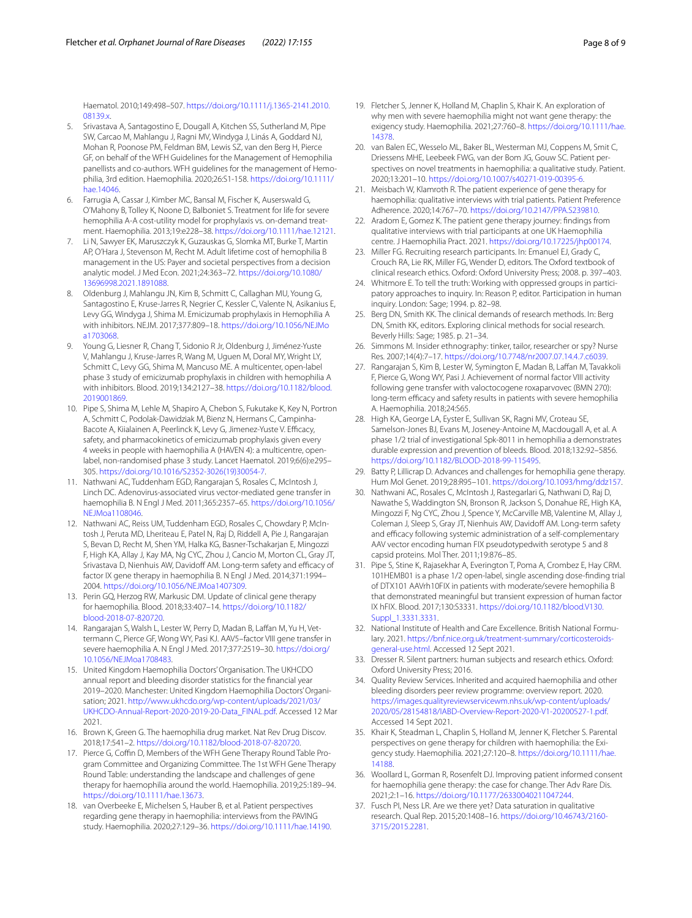Haematol. 2010;149:498–507. https://doi.org/10.1111/j.1365-2141.2010.08139.x.

5. Srivastava A, Santagostino E, Dougall A, Kitchen SS, Sutherland M, Pipe SW, Carcao M, Mahlangu J, Ragni MV, Windyga J, Llinás A, Goddard NJ, Mohan R, Poonose PM, Feldman BM, Lewis SZ, van den Berg H, Pierce GF, on behalf of the WFH Guidelines for the Management of Hemophilia panellists and co-authors. WFH guidelines for the management of Hemophilia, 3rd edition. Haemophilia. 2020;26:S1-158. https://doi.org/10.1111/hae.14046.
6. Farrugia A, Cassar J, Kimber MC, Bansal M, Fischer K, Auserswald G, O'Mahony B, Tolley K, Noone D, Balboniet S. Treatment for life for severe hemophilia A-A cost-utility model for prophylaxis vs. on-demand treatment. Haemophilia. 2013;19:e228–38. https://doi.org/10.1111/hae.12121.
7. Li N, Sawyer EK, Maruszczyk K, Guzauskas G, Slomka MT, Burke T, Martin AP, O'Hara J, Stevenson M, Recht M. Adult lifetime cost of hemophilia B management in the US: Payer and societal perspectives from a decision analytic model. J Med Econ. 2021;24:363–72. https://doi.org/10.1080/13696998.2021.1891088.
8. Oldenburg J, Mahlangu JN, Kim B, Schmitt C, Callaghan MU, Young G, Santagostino E, Kruse-Jarres R, Negrier C, Kessler C, Valente N, Asikanius E, Levy GG, Windyga J, Shima M. Emicizumab prophylaxis in Hemophilia A with inhibitors. NEJM. 2017;377:809–18. https://doi.org/10.1056/NEJMoa1703068.
9. Young G, Liesner R, Chang T, Sidonio R Jr, Oldenburg J, Jiménez-Yuste V, Mahlangu J, Kruse-Jarres R, Wang M, Uguen M, Doral MY, Wright LY, Schmitt C, Levy GG, Shima M, Mancuso ME. A multicenter, open-label phase 3 study of emicizumab prophylaxis in children with hemophilia A with inhibitors. Blood. 2019;134:2127–38. https://doi.org/10.1182/blood.2019001869.
10. Pipe S, Shima M, Lehle M, Shapiro A, Chebon S, Fukutake K, Key N, Portron A, Schmitt C, Podolak-Dawidziak M, Bienz N, Hermans C, Campinha-Bacote A, Kiialainen A, Peerlinck K, Levy G, Jimenez-Yuste V. Efficacy, safety, and pharmacokinetics of emicizumab prophylaxis given every 4 weeks in people with haemophilia A (HAVEN 4): a multicentre, open-label, non-randomised phase 3 study. Lancet Haematol. 2019;6(6):e295–305. https://doi.org/10.1016/S2352-3026(19)30054-7.
11. Nathwani AC, Tuddenham EGD, Rangarajan S, Rosales C, McIntosh J, Linch DC. Adenovirus-associated virus vector-mediated gene transfer in haemophilia B. N Engl J Med. 2011;365:2357–65. https://doi.org/10.1056/NEJMoa1108046.
12. Nathwani AC, Reiss UM, Tuddenham EGD, Rosales C, Chowdary P, McIntosh J, Peruta MD, Lheriteau E, Patel N, Raj D, Riddell A, Pie J, Rangarajan S, Bevan D, Recht M, Shen YM, Halka KG, Basner-Tschakarjan E, Mingozzi F, High KA, Allay J, Kay MA, Ng CYC, Zhou J, Cancio M, Morton CL, Gray JT, Srivastava D, Nienhuis AW, Davidoff AM. Long-term safety and efficacy of factor IX gene therapy in haemophilia B. N Engl J Med. 2014;371:1994–2004. https://doi.org/10.1056/NEJMoa1407309.
13. Perin GQ, Herzog RW, Markusic DM. Update of clinical gene therapy for haemophilia. Blood. 2018;33:407–14. https://doi.org/10.1182/blood-2018-07-820720.
14. Rangarajan S, Walsh L, Lester W, Perry D, Madan B, Laffan M, Yu H, Vettermann C, Pierce GF, Wong WY, Pasi KJ. AAV5–factor VIII gene transfer in severe haemophilia A. N Engl J Med. 2017;377:2519–30. https://doi.org/10.1056/NEJMoa1708483.
15. United Kingdom Haemophilia Doctors' Organisation. The UKHCDO annual report and bleeding disorder statistics for the financial year 2019–2020. Manchester: United Kingdom Haemophilia Doctors' Organisation; 2021. http://www.ukhcdo.org/wp-content/uploads/2021/03/UKHCDO-Annual-Report-2020-2019-20-Data_FINAL.pdf. Accessed 12 Mar 2021.
16. Brown K, Green G. The haemophilia drug market. Nat Rev Drug Discov. 2018;17:541–2. https://doi.org/10.1182/blood-2018-07-820720.
17. Pierce G, Coffin D, Members of the WFH Gene Therapy Round Table Program Committee and Organizing Committee. The 1st WFH Gene Therapy Round Table: understanding the landscape and challenges of gene therapy for haemophilia around the world. Haemophilia. 2019;25:189–94. https://doi.org/10.1111/hae.13673.
18. van Overbeeke E, Michelsen S, Hauber B, et al. Patient perspectives regarding gene therapy in haemophilia: interviews from the PAVING study. Haemophilia. 2020;27:129–36. https://doi.org/10.1111/hae.14190.
19. Fletcher S, Jenner K, Holland M, Chaplin S, Khair K. An exploration of why men with severe haemophilia might not want gene therapy: the exigency study. Haemophilia. 2021;27:760–8. https://doi.org/10.1111/hae.14378.
20. van Balen EC, Wesselo ML, Baker BL, Westerman MJ, Coppens M, Smit C, Driessens MHE, Leebeek FWG, van der Bom JG, Gouw SC. Patient perspectives on novel treatments in haemophilia: a qualitative study. Patient. 2020;13:201–10. https://doi.org/10.1007/s40271-019-00395-6.
21. Meisbach W, Klamroth R. The patient experience of gene therapy for haemophilia: qualitative interviews with trial patients. Patient Preference Adherence. 2020;14:767–70. https://doi.org/10.2147/PPA.S239810.
22. Aradom E, Gomez K. The patient gene therapy journey: findings from qualitative interviews with trial participants at one UK Haemophilia centre. J Haemophilia Pract. 2021. https://doi.org/10.17225/jhp00174.
23. Miller FG. Recruiting research participants. In: Emanuel EJ, Grady C, Crouch RA, Lie RK, Miller FG, Wender D, editors. The Oxford textbook of clinical research ethics. Oxford: Oxford University Press; 2008. p. 397–403.
24. Whitmore E. To tell the truth: Working with oppressed groups in participatory approaches to inquiry. In: Reason P, editor. Participation in human inquiry. London: Sage; 1994. p. 82–98.
25. Berg DN, Smith KK. The clinical demands of research methods. In: Berg DN, Smith KK, editors. Exploring clinical methods for social research. Beverly Hills: Sage; 1985. p. 21–34.
26. Simmons M. Insider ethnography: tinker, tailor, researcher or spy? Nurse Res. 2007;14(4):7–17. https://doi.org/10.7748/nr2007.07.14.4.7.c6039.
27. Rangarajan S, Kim B, Lester W, Symington E, Madan B, Laffan M, Tavakkoli F, Pierce G, Wong WY, Pasi J. Achievement of normal factor VIII activity following gene transfer with valoctocogene roxaparvovec (BMN 270): long-term efficacy and safety results in patients with severe hemophilia A. Haemophilia. 2018;24:S65.
28. High KA, George LA, Eyster E, Sullivan SK, Ragni MV, Croteau SE, Samelson-Jones BJ, Evans M, Joseney-Antoine M, Macdougall A, et al. A phase 1/2 trial of investigational Spk-8011 in hemophilia a demonstrates durable expression and prevention of bleeds. Blood. 2018;132:92–5856. https://doi.org/10.1182/BLOOD-2018-99-115495.
29. Batty P, Lillicrap D. Advances and challenges for hemophilia gene therapy. Hum Mol Genet. 2019;28:R95–101. https://doi.org/10.1093/hmg/ddz157.
30. Nathwani AC, Rosales C, McIntosh J, Rastegarlari G, Nathwani D, Raj D, Nawathe S, Waddington SN, Bronson R, Jackson S, Donahue RE, High KA, Mingozzi F, Ng CYC, Zhou J, Spence Y, McCarville MB, Valentine M, Allay J, Coleman J, Sleep S, Gray JT, Nienhuis AW, Davidoff AM. Long-term safety and efficacy following systemic administration of a self-complementary AAV vector encoding human FIX pseudotypedwith serotype 5 and 8 capsid proteins. Mol Ther. 2011;19:876–85.
31. Pipe S, Stine K, Rajasekhar A, Everington T, Poma A, Crombez E, Hay CRM. 101HEMB01 is a phase 1/2 open-label, single ascending dose-finding trial of DTX101 AAVrh10FIX in patients with moderate/severe hemophilia B that demonstrated meaningful but transient expression of human factor IX hFIX. Blood. 2017;130:S3331. https://doi.org/10.1182/blood.V130.Suppl_1.3331.3331.
32. National Institute of Health and Care Excellence. British National Formulary. 2021. https://bnf.nice.org.uk/treatment-summary/corticosteroids-general-use.html. Accessed 12 Sept 2021.
33. Dresser R. Silent partners: human subjects and research ethics. Oxford: Oxford University Press; 2016.
34. Quality Review Services. Inherited and acquired haemophilia and other bleeding disorders peer review programme: overview report. 2020. https://images.qualityreviewservicewm.nhs.uk/wp-content/uploads/2020/05/28154818/IABD-Overview-Report-2020-V1-20200527-1.pdf. Accessed 14 Sept 2021.
35. Khair K, Steadman L, Chaplin S, Holland M, Jenner K, Fletcher S. Parental perspectives on gene therapy for children with haemophilia: the Exigency study. Haemophilia. 2021;27:120–8. https://doi.org/10.1111/hae.14188.
36. Woollard L, Gorman R, Rosenfelt DJ. Improving patient informed consent for haemophilia gene therapy: the case for change. Ther Adv Rare Dis. 2021;2:1–16. https://doi.org/10.1177/26330040211047244.
37. Fusch PI, Ness LR. Are we there yet? Data saturation in qualitative research. Qual Rep. 2015;20:1408–16. https://doi.org/10.46743/2160-3715/2015.2281.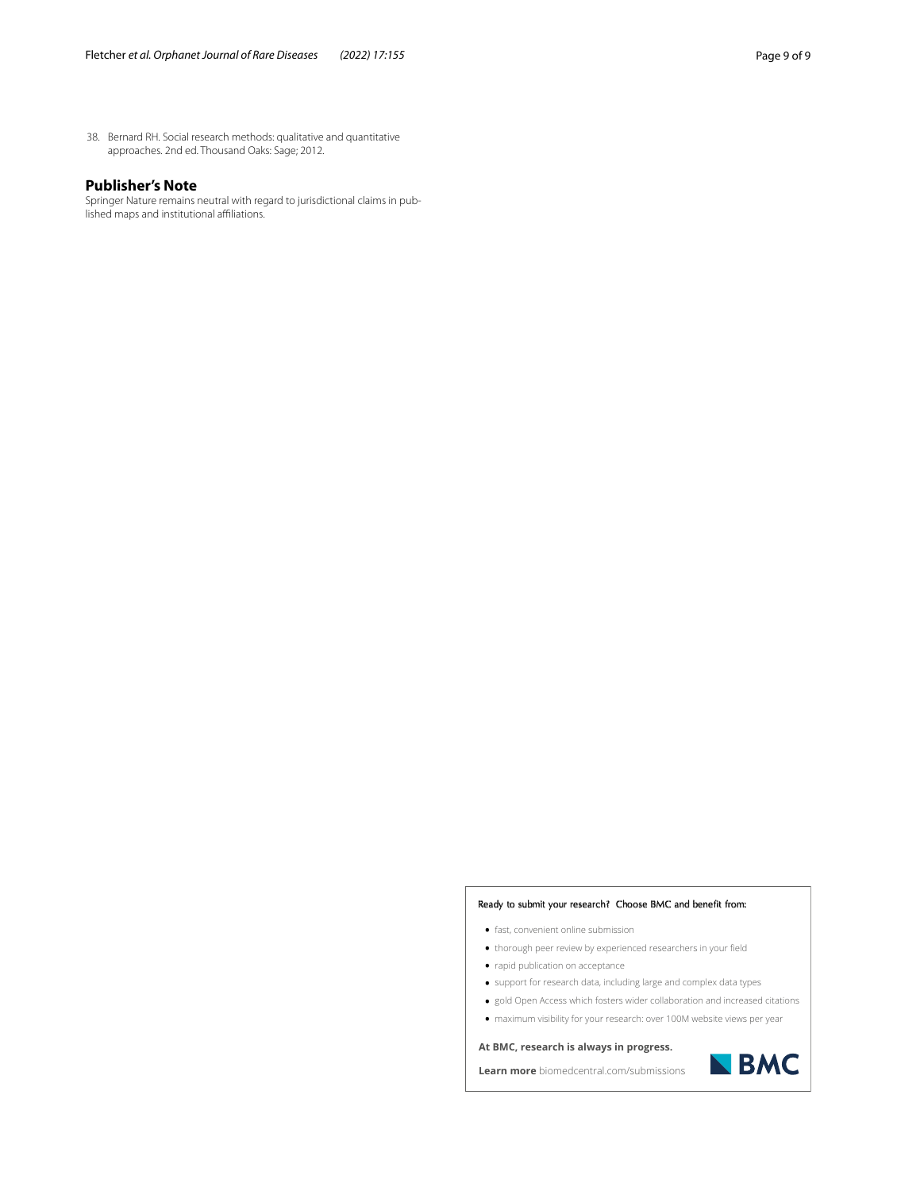38. Bernard RH. Social research methods: qualitative and quantitative approaches. 2nd ed. Thousand Oaks: Sage; 2012.

## Publisher's Note

Springer Nature remains neutral with regard to jurisdictional claims in published maps and institutional affiliations.

Ready to submit your research? Choose BMC and benefit from:

- fast, convenient online submission
- thorough peer review by experienced researchers in your field
- rapid publication on acceptance
- support for research data, including large and complex data types
- gold Open Access which fosters wider collaboration and increased citations
- maximum visibility for your research: over 100M website views per year

**At BMC, research is always in progress.**

**Learn more** biomedcentral.com/submissions

BMC